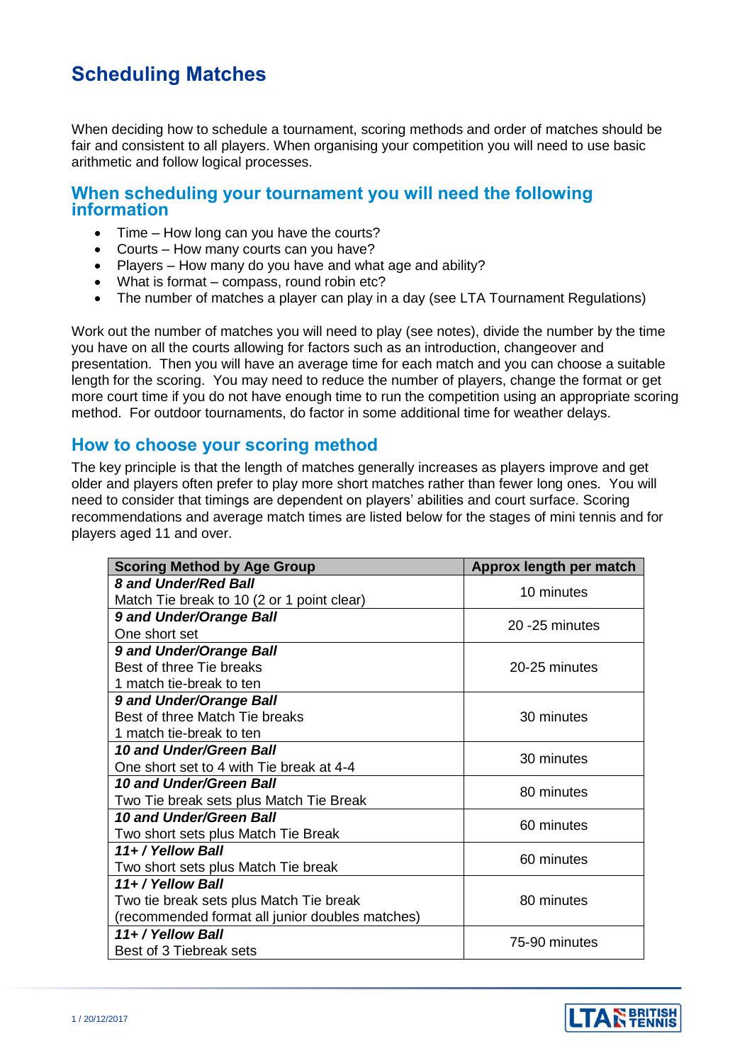# Scheduling Matches

When deciding how to schedule a tournament, scoring methods and order of matches should be fair and consistent to all players. When organising your competition you will need to use basic arithmetic and follow logical processes.

## When scheduling your tournament you will need the following information

- Time – How long can you have the courts?
- Courts – How many courts can you have?
- Players – How many do you have and what age and ability?
- What is format – compass, round robin etc?
- The number of matches a player can play in a day (see LTA Tournament Regulations)

Work out the number of matches you will need to play (see notes), divide the number by the time you have on all the courts allowing for factors such as an introduction, changeover and presentation. Then you will have an average time for each match and you can choose a suitable length for the scoring. You may need to reduce the number of players, change the format or get more court time if you do not have enough time to run the competition using an appropriate scoring method. For outdoor tournaments, do factor in some additional time for weather delays.

## How to choose your scoring method

The key principle is that the length of matches generally increases as players improve and get older and players often prefer to play more short matches rather than fewer long ones. You will need to consider that timings are dependent on players' abilities and court surface. Scoring recommendations and average match times are listed below for the stages of mini tennis and for players aged 11 and over.

| Scoring Method by Age Group | Approx length per match |
|---|---|
| ***8 and Under/Red Ball***<br>Match Tie break to 10 (2 or 1 point clear) | 10 minutes |
| ***9 and Under/Orange Ball***<br>One short set | 20 -25 minutes |
| ***9 and Under/Orange Ball***<br>Best of three Tie breaks<br>1 match tie-break to ten | 20-25 minutes |
| ***9 and Under/Orange Ball***<br>Best of three Match Tie breaks<br>1 match tie-break to ten | 30 minutes |
| ***10 and Under/Green Ball***<br>One short set to 4 with Tie break at 4-4 | 30 minutes |
| ***10 and Under/Green Ball***<br>Two Tie break sets plus Match Tie Break | 80 minutes |
| ***10 and Under/Green Ball***<br>Two short sets plus Match Tie Break | 60 minutes |
| ***11+ / Yellow Ball***<br>Two short sets plus Match Tie break | 60 minutes |
| ***11+ / Yellow Ball***<br>Two tie break sets plus Match Tie break<br>(recommended format all junior doubles matches) | 80 minutes |
| ***11+ / Yellow Ball***<br>Best of 3 Tiebreak sets | 75-90 minutes |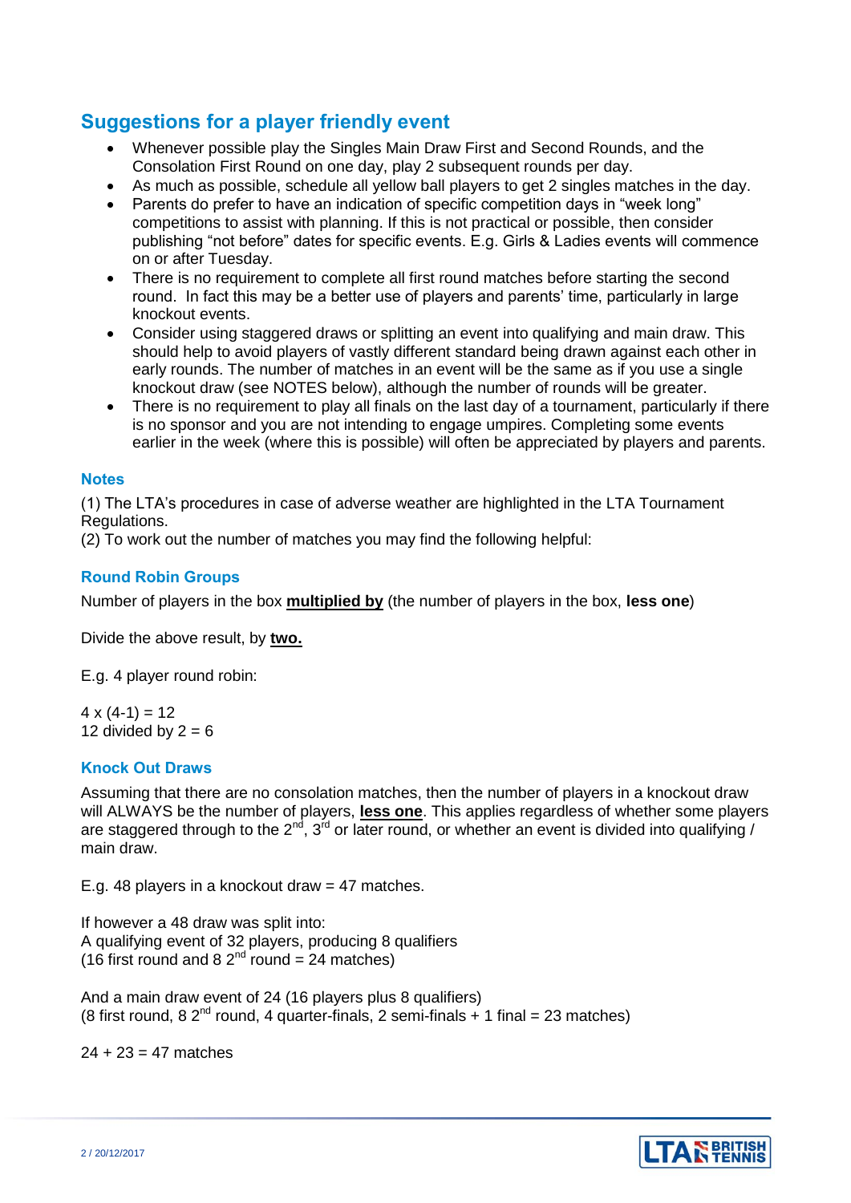## Suggestions for a player friendly event

- Whenever possible play the Singles Main Draw First and Second Rounds, and the Consolation First Round on one day, play 2 subsequent rounds per day.
- As much as possible, schedule all yellow ball players to get 2 singles matches in the day.
- Parents do prefer to have an indication of specific competition days in "week long" competitions to assist with planning. If this is not practical or possible, then consider publishing "not before" dates for specific events. E.g. Girls & Ladies events will commence on or after Tuesday.
- There is no requirement to complete all first round matches before starting the second round. In fact this may be a better use of players and parents' time, particularly in large knockout events.
- Consider using staggered draws or splitting an event into qualifying and main draw. This should help to avoid players of vastly different standard being drawn against each other in early rounds. The number of matches in an event will be the same as if you use a single knockout draw (see NOTES below), although the number of rounds will be greater.
- There is no requirement to play all finals on the last day of a tournament, particularly if there is no sponsor and you are not intending to engage umpires. Completing some events earlier in the week (where this is possible) will often be appreciated by players and parents.

### Notes

(1) The LTA's procedures in case of adverse weather are highlighted in the LTA Tournament Regulations.
(2) To work out the number of matches you may find the following helpful:

### Round Robin Groups

Number of players in the box **multiplied by** (the number of players in the box, **less one**)

Divide the above result, by **two.**

E.g. 4 player round robin:

4 x (4-1) = 12
12 divided by 2 = 6

### Knock Out Draws

Assuming that there are no consolation matches, then the number of players in a knockout draw will ALWAYS be the number of players, **less one**. This applies regardless of whether some players are staggered through to the 2nd, 3rd or later round, or whether an event is divided into qualifying / main draw.

E.g. 48 players in a knockout draw = 47 matches.

If however a 48 draw was split into:
A qualifying event of 32 players, producing 8 qualifiers
(16 first round and 8 2nd round = 24 matches)

And a main draw event of 24 (16 players plus 8 qualifiers)
(8 first round, 8 2nd round, 4 quarter-finals, 2 semi-finals + 1 final = 23 matches)

24 + 23 = 47 matches